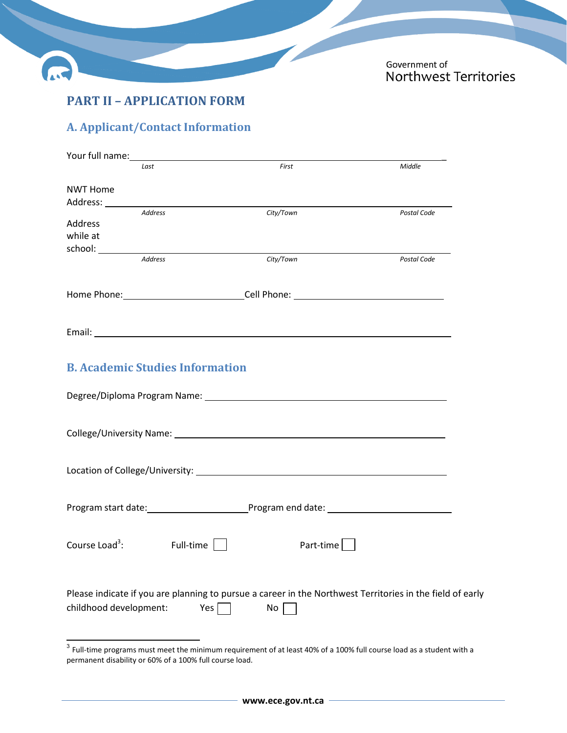Government of Northwest Territories

## PART II – APPLICATION FORM

### A. Applicant/Contact Information

Your full name: ____________________________________________
*Last* *First* *Middle*

NWT Home Address: ____________________________________________
*Address* *City/Town* *Postal Code*

Address while at school: ____________________________________________
*Address* *City/Town* *Postal Code*

Home Phone: ______________________ Cell Phone: ______________________

Email: ____________________________________________

### B. Academic Studies Information

Degree/Diploma Program Name: ____________________________________________

College/University Name: ____________________________________________

Location of College/University: ____________________________________________

Program start date: ____________________ Program end date: ____________________

Course Load[3]: Full-time ☐ Part-time ☐

Please indicate if you are planning to pursue a career in the Northwest Territories in the field of early childhood development: Yes ☐ No ☐

---

[3] Full-time programs must meet the minimum requirement of at least 40% of a 100% full course load as a student with a permanent disability or 60% of a 100% full course load.

www.ece.gov.nt.ca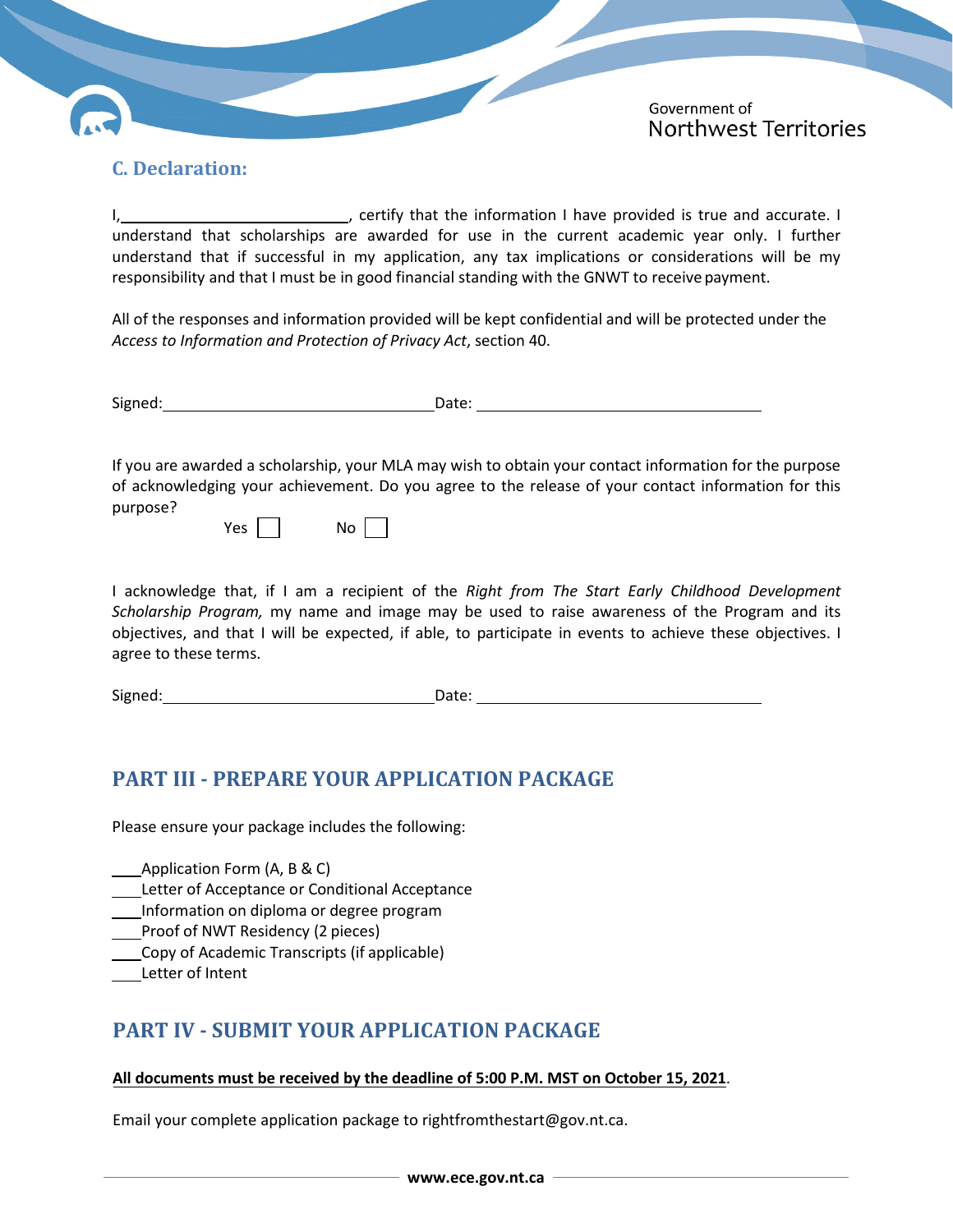## C. Declaration:

I,\_\_\_\_\_\_\_\_\_\_\_\_\_\_\_\_\_\_\_\_\_\_\_\_\_\_\_, certify that the information I have provided is true and accurate. I understand that scholarships are awarded for use in the current academic year only. I further understand that if successful in my application, any tax implications or considerations will be my responsibility and that I must be in good financial standing with the GNWT to receive payment.

All of the responses and information provided will be kept confidential and will be protected under the *Access to Information and Protection of Privacy Act*, section 40.

Signed:\_\_\_\_\_\_\_\_\_\_\_\_\_\_\_\_\_\_\_\_\_\_\_\_\_\_\_\_\_\_\_\_ Date: \_\_\_\_\_\_\_\_\_\_\_\_\_\_\_\_\_\_\_\_\_\_\_\_\_\_\_\_\_\_\_\_\_\_

If you are awarded a scholarship, your MLA may wish to obtain your contact information for the purpose of acknowledging your achievement. Do you agree to the release of your contact information for this purpose?

Yes ☐ No ☐

I acknowledge that, if I am a recipient of the *Right from The Start Early Childhood Development Scholarship Program,* my name and image may be used to raise awareness of the Program and its objectives, and that I will be expected, if able, to participate in events to achieve these objectives. I agree to these terms.

Signed:\_\_\_\_\_\_\_\_\_\_\_\_\_\_\_\_\_\_\_\_\_\_\_\_\_\_\_\_\_\_\_\_ Date: \_\_\_\_\_\_\_\_\_\_\_\_\_\_\_\_\_\_\_\_\_\_\_\_\_\_\_\_\_\_\_\_\_\_

## PART III - PREPARE YOUR APPLICATION PACKAGE

Please ensure your package includes the following:

\_\_\_\_Application Form (A, B & C)
\_\_\_\_Letter of Acceptance or Conditional Acceptance
\_\_\_\_Information on diploma or degree program
\_\_\_\_Proof of NWT Residency (2 pieces)
\_\_\_\_Copy of Academic Transcripts (if applicable)
\_\_\_\_Letter of Intent

## PART IV - SUBMIT YOUR APPLICATION PACKAGE

**All documents must be received by the deadline of 5:00 P.M. MST on October 15, 2021**.

Email your complete application package to rightfromthestart@gov.nt.ca.